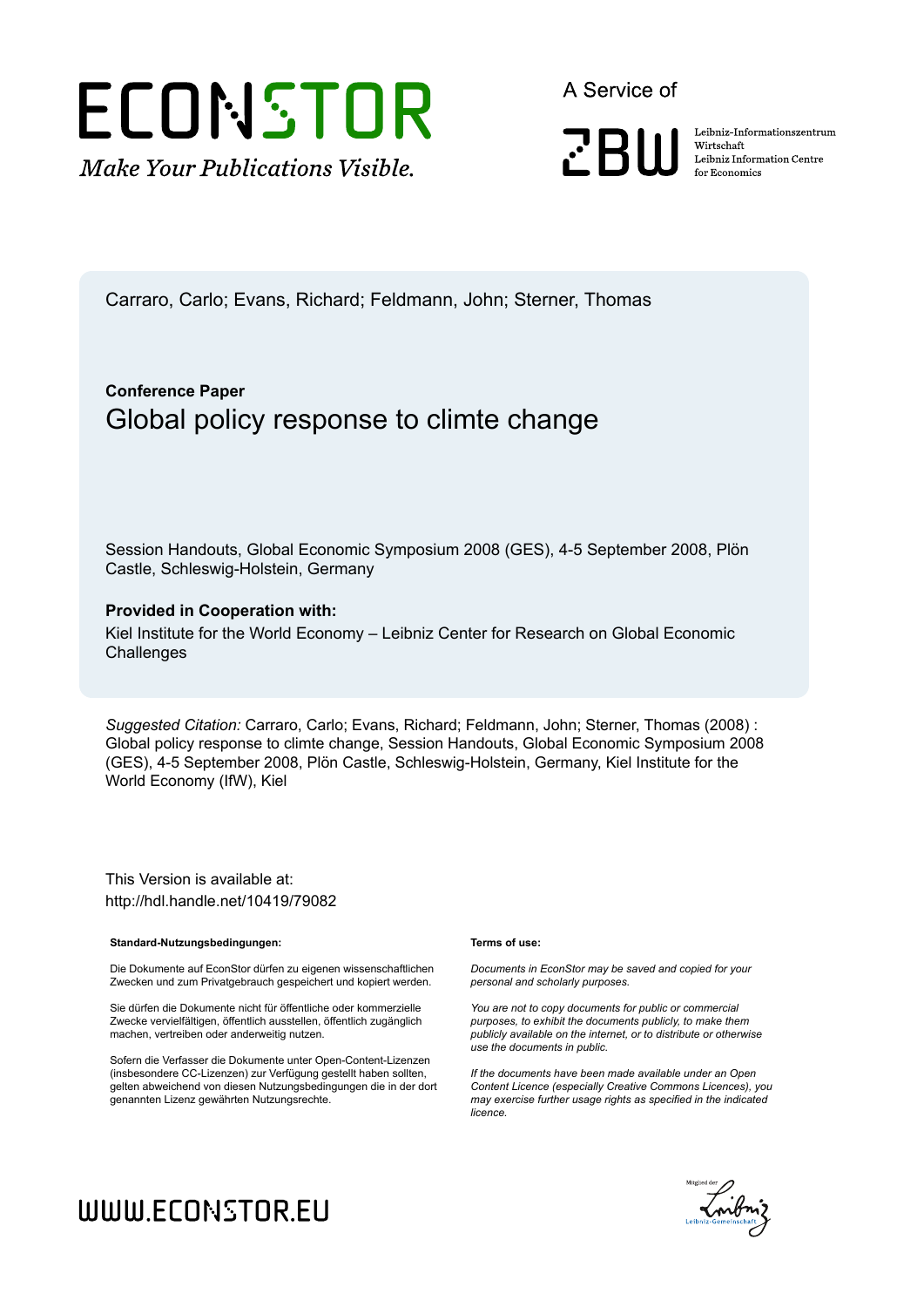ECONSTOR

*Make Your Publications Visible.*

A Service of

ZBW

Leibniz-Informationszentrum Wirtschaft
Leibniz Information Centre for Economics

Carraro, Carlo; Evans, Richard; Feldmann, John; Sterner, Thomas

**Conference Paper**

# Global policy response to climte change

Session Handouts, Global Economic Symposium 2008 (GES), 4-5 September 2008, Plön Castle, Schleswig-Holstein, Germany

**Provided in Cooperation with:**

Kiel Institute for the World Economy – Leibniz Center for Research on Global Economic Challenges

*Suggested Citation:* Carraro, Carlo; Evans, Richard; Feldmann, John; Sterner, Thomas (2008) : Global policy response to climte change, Session Handouts, Global Economic Symposium 2008 (GES), 4-5 September 2008, Plön Castle, Schleswig-Holstein, Germany, Kiel Institute for the World Economy (IfW), Kiel

This Version is available at:
http://hdl.handle.net/10419/79082

**Standard-Nutzungsbedingungen:**

Die Dokumente auf EconStor dürfen zu eigenen wissenschaftlichen Zwecken und zum Privatgebrauch gespeichert und kopiert werden.

Sie dürfen die Dokumente nicht für öffentliche oder kommerzielle Zwecke vervielfältigen, öffentlich ausstellen, öffentlich zugänglich machen, vertreiben oder anderweitig nutzen.

Sofern die Verfasser die Dokumente unter Open-Content-Lizenzen (insbesondere CC-Lizenzen) zur Verfügung gestellt haben sollten, gelten abweichend von diesen Nutzungsbedingungen die in der dort genannten Lizenz gewährten Nutzungsrechte.

**Terms of use:**

*Documents in EconStor may be saved and copied for your personal and scholarly purposes.*

*You are not to copy documents for public or commercial purposes, to exhibit the documents publicly, to make them publicly available on the internet, or to distribute or otherwise use the documents in public.*

*If the documents have been made available under an Open Content Licence (especially Creative Commons Licences), you may exercise further usage rights as specified in the indicated licence.*

WWW.ECONSTOR.EU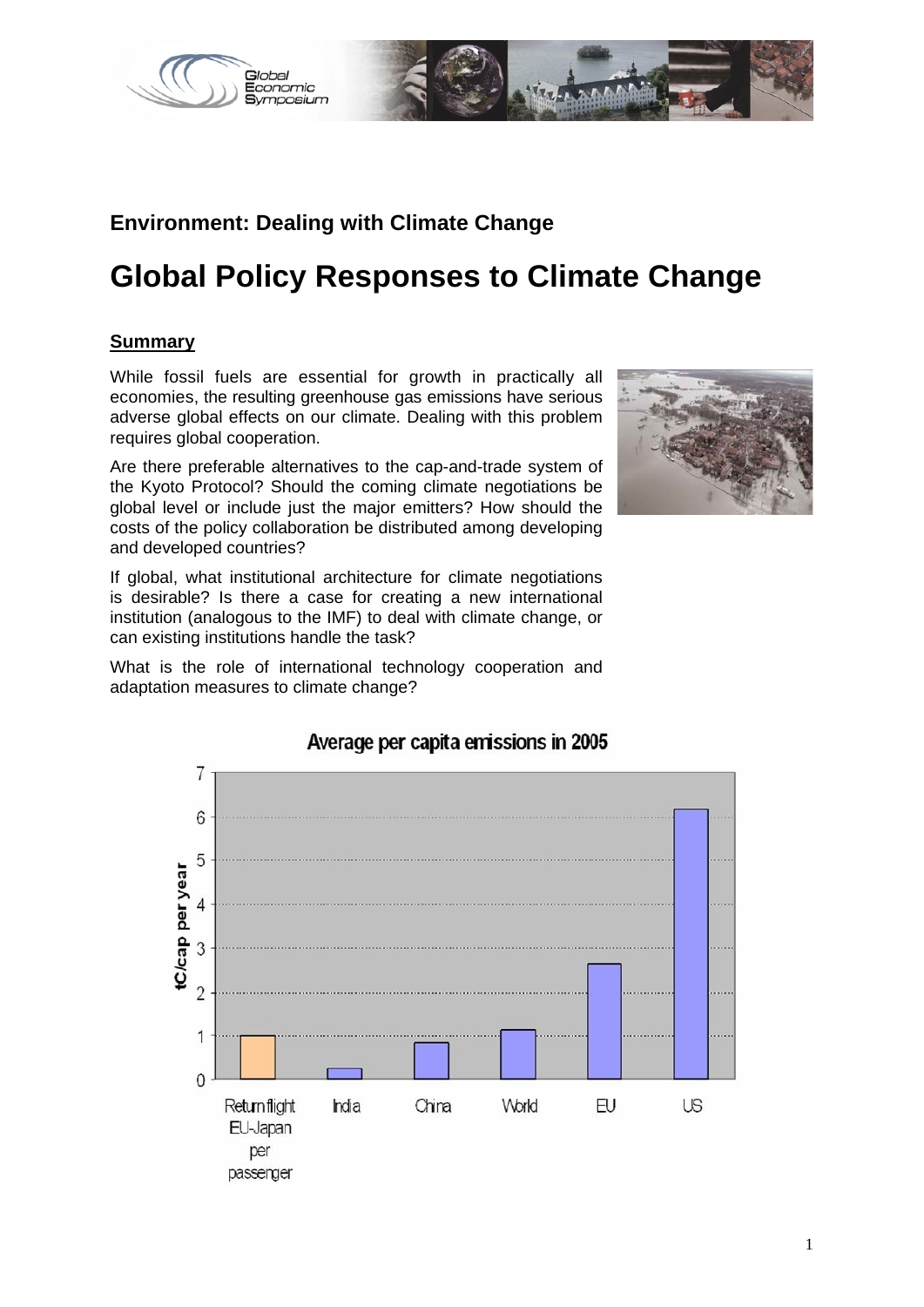## Environment: Dealing with Climate Change

# Global Policy Responses to Climate Change

**Summary**

While fossil fuels are essential for growth in practically all economies, the resulting greenhouse gas emissions have serious adverse global effects on our climate. Dealing with this problem requires global cooperation.

Are there preferable alternatives to the cap-and-trade system of the Kyoto Protocol? Should the coming climate negotiations be global level or include just the major emitters? How should the costs of the policy collaboration be distributed among developing and developed countries?

If global, what institutional architecture for climate negotiations is desirable? Is there a case for creating a new international institution (analogous to the IMF) to deal with climate change, or can existing institutions handle the task?

What is the role of international technology cooperation and adaptation measures to climate change?

Average per capita emissions in 2005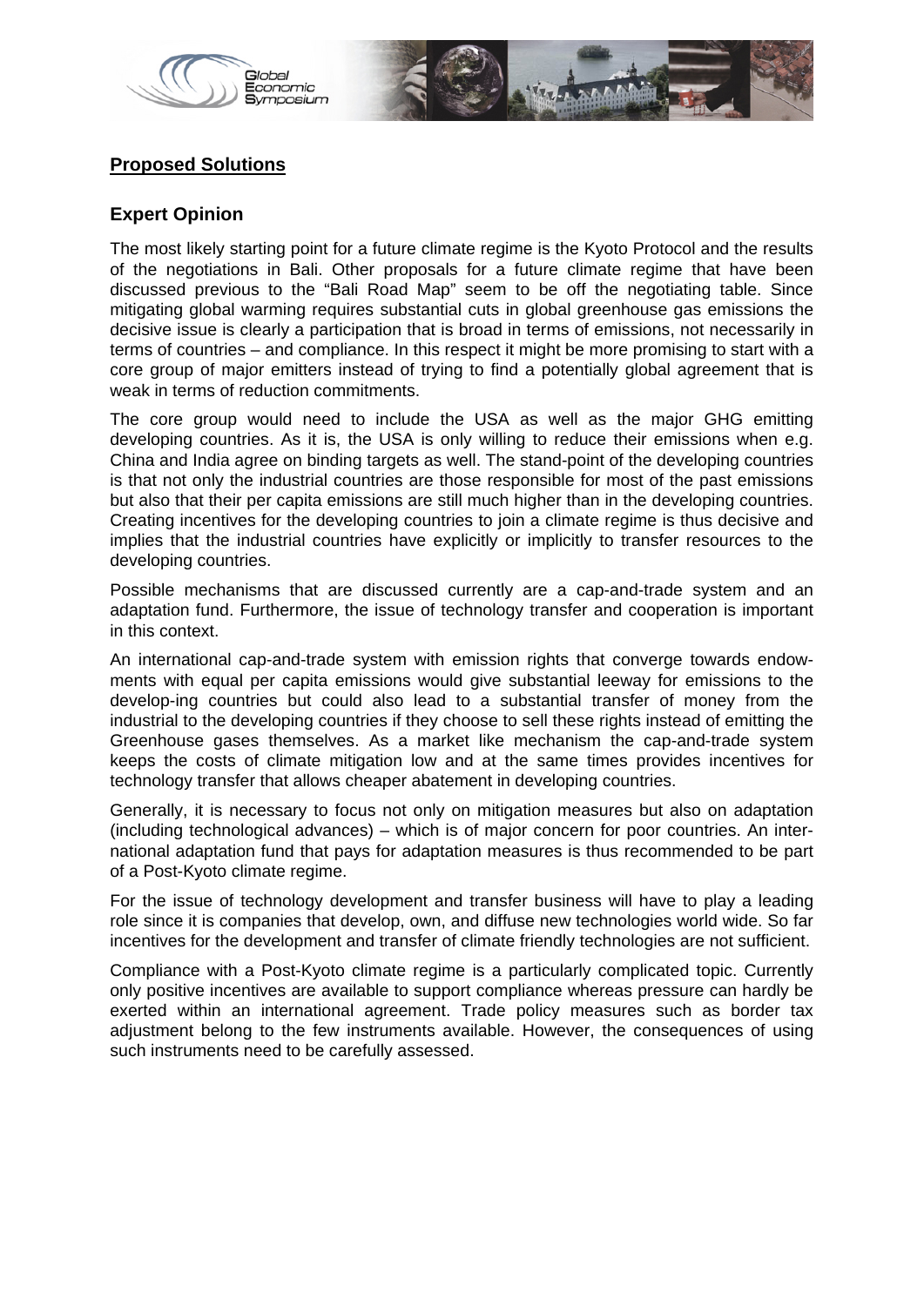## Proposed Solutions

### Expert Opinion

The most likely starting point for a future climate regime is the Kyoto Protocol and the results of the negotiations in Bali. Other proposals for a future climate regime that have been discussed previous to the "Bali Road Map" seem to be off the negotiating table. Since mitigating global warming requires substantial cuts in global greenhouse gas emissions the decisive issue is clearly a participation that is broad in terms of emissions, not necessarily in terms of countries – and compliance. In this respect it might be more promising to start with a core group of major emitters instead of trying to find a potentially global agreement that is weak in terms of reduction commitments.

The core group would need to include the USA as well as the major GHG emitting developing countries. As it is, the USA is only willing to reduce their emissions when e.g. China and India agree on binding targets as well. The stand-point of the developing countries is that not only the industrial countries are those responsible for most of the past emissions but also that their per capita emissions are still much higher than in the developing countries. Creating incentives for the developing countries to join a climate regime is thus decisive and implies that the industrial countries have explicitly or implicitly to transfer resources to the developing countries.

Possible mechanisms that are discussed currently are a cap-and-trade system and an adaptation fund. Furthermore, the issue of technology transfer and cooperation is important in this context.

An international cap-and-trade system with emission rights that converge towards endowments with equal per capita emissions would give substantial leeway for emissions to the develop-ing countries but could also lead to a substantial transfer of money from the industrial to the developing countries if they choose to sell these rights instead of emitting the Greenhouse gases themselves. As a market like mechanism the cap-and-trade system keeps the costs of climate mitigation low and at the same times provides incentives for technology transfer that allows cheaper abatement in developing countries.

Generally, it is necessary to focus not only on mitigation measures but also on adaptation (including technological advances) – which is of major concern for poor countries. An international adaptation fund that pays for adaptation measures is thus recommended to be part of a Post-Kyoto climate regime.

For the issue of technology development and transfer business will have to play a leading role since it is companies that develop, own, and diffuse new technologies world wide. So far incentives for the development and transfer of climate friendly technologies are not sufficient.

Compliance with a Post-Kyoto climate regime is a particularly complicated topic. Currently only positive incentives are available to support compliance whereas pressure can hardly be exerted within an international agreement. Trade policy measures such as border tax adjustment belong to the few instruments available. However, the consequences of using such instruments need to be carefully assessed.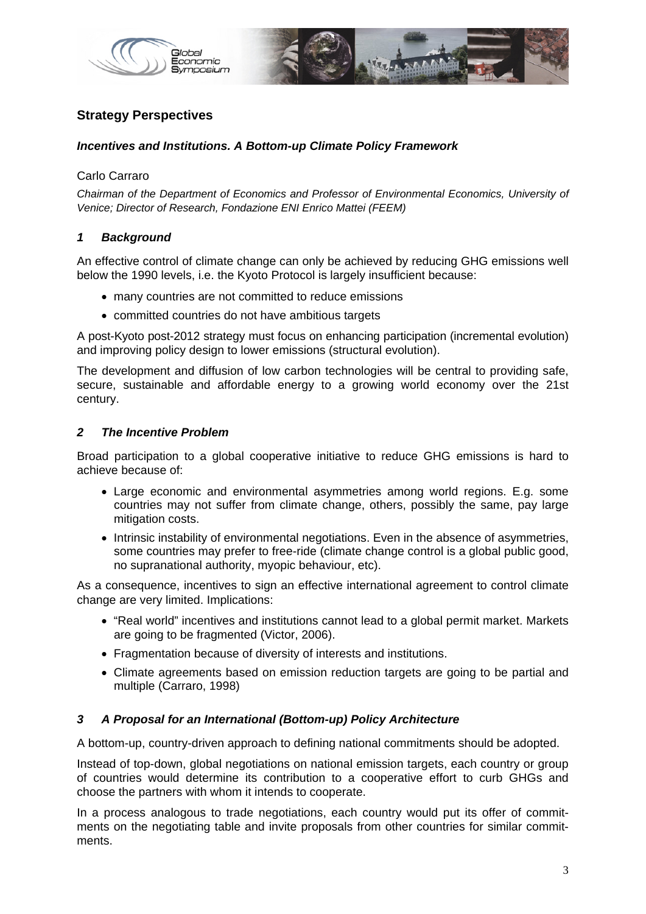## Strategy Perspectives

### *Incentives and Institutions. A Bottom-up Climate Policy Framework*

Carlo Carraro

*Chairman of the Department of Economics and Professor of Environmental Economics, University of Venice; Director of Research, Fondazione ENI Enrico Mattei (FEEM)*

### *1 Background*

An effective control of climate change can only be achieved by reducing GHG emissions well below the 1990 levels, i.e. the Kyoto Protocol is largely insufficient because:

- many countries are not committed to reduce emissions
- committed countries do not have ambitious targets

A post-Kyoto post-2012 strategy must focus on enhancing participation (incremental evolution) and improving policy design to lower emissions (structural evolution).

The development and diffusion of low carbon technologies will be central to providing safe, secure, sustainable and affordable energy to a growing world economy over the 21st century.

### *2 The Incentive Problem*

Broad participation to a global cooperative initiative to reduce GHG emissions is hard to achieve because of:

- Large economic and environmental asymmetries among world regions. E.g. some countries may not suffer from climate change, others, possibly the same, pay large mitigation costs.
- Intrinsic instability of environmental negotiations. Even in the absence of asymmetries, some countries may prefer to free-ride (climate change control is a global public good, no supranational authority, myopic behaviour, etc).

As a consequence, incentives to sign an effective international agreement to control climate change are very limited. Implications:

- "Real world" incentives and institutions cannot lead to a global permit market. Markets are going to be fragmented (Victor, 2006).
- Fragmentation because of diversity of interests and institutions.
- Climate agreements based on emission reduction targets are going to be partial and multiple (Carraro, 1998)

### *3 A Proposal for an International (Bottom-up) Policy Architecture*

A bottom-up, country-driven approach to defining national commitments should be adopted.

Instead of top-down, global negotiations on national emission targets, each country or group of countries would determine its contribution to a cooperative effort to curb GHGs and choose the partners with whom it intends to cooperate.

In a process analogous to trade negotiations, each country would put its offer of commitments on the negotiating table and invite proposals from other countries for similar commitments.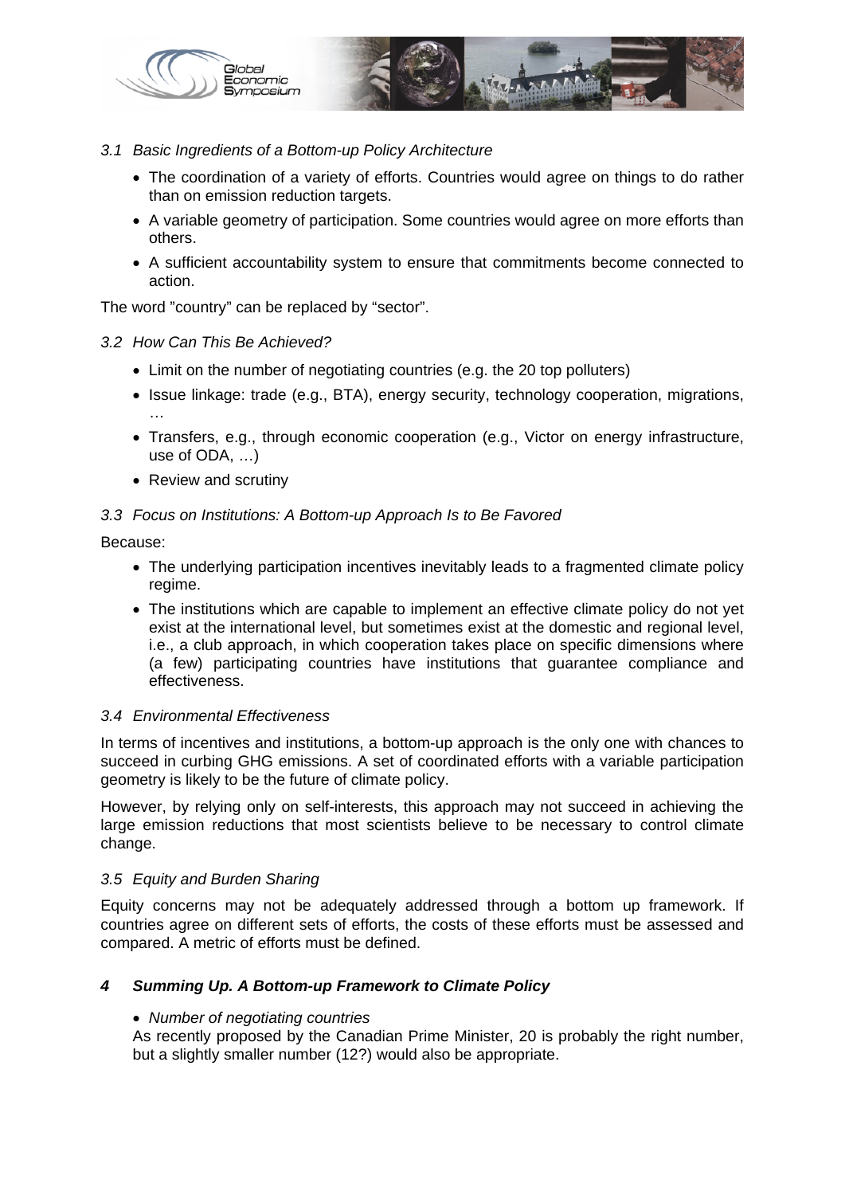### *3.1 Basic Ingredients of a Bottom-up Policy Architecture*

- The coordination of a variety of efforts. Countries would agree on things to do rather than on emission reduction targets.
- A variable geometry of participation. Some countries would agree on more efforts than others.
- A sufficient accountability system to ensure that commitments become connected to action.

The word "country" can be replaced by "sector".

### *3.2 How Can This Be Achieved?*

- Limit on the number of negotiating countries (e.g. the 20 top polluters)
- Issue linkage: trade (e.g., BTA), energy security, technology cooperation, migrations, …
- Transfers, e.g., through economic cooperation (e.g., Victor on energy infrastructure, use of ODA, …)
- Review and scrutiny

### *3.3 Focus on Institutions: A Bottom-up Approach Is to Be Favored*

Because:

- The underlying participation incentives inevitably leads to a fragmented climate policy regime.
- The institutions which are capable to implement an effective climate policy do not yet exist at the international level, but sometimes exist at the domestic and regional level, i.e., a club approach, in which cooperation takes place on specific dimensions where (a few) participating countries have institutions that guarantee compliance and effectiveness.

### *3.4 Environmental Effectiveness*

In terms of incentives and institutions, a bottom-up approach is the only one with chances to succeed in curbing GHG emissions. A set of coordinated efforts with a variable participation geometry is likely to be the future of climate policy.

However, by relying only on self-interests, this approach may not succeed in achieving the large emission reductions that most scientists believe to be necessary to control climate change.

### *3.5 Equity and Burden Sharing*

Equity concerns may not be adequately addressed through a bottom up framework. If countries agree on different sets of efforts, the costs of these efforts must be assessed and compared. A metric of efforts must be defined.

## *4 Summing Up. A Bottom-up Framework to Climate Policy*

- *Number of negotiating countries*

  As recently proposed by the Canadian Prime Minister, 20 is probably the right number, but a slightly smaller number (12?) would also be appropriate.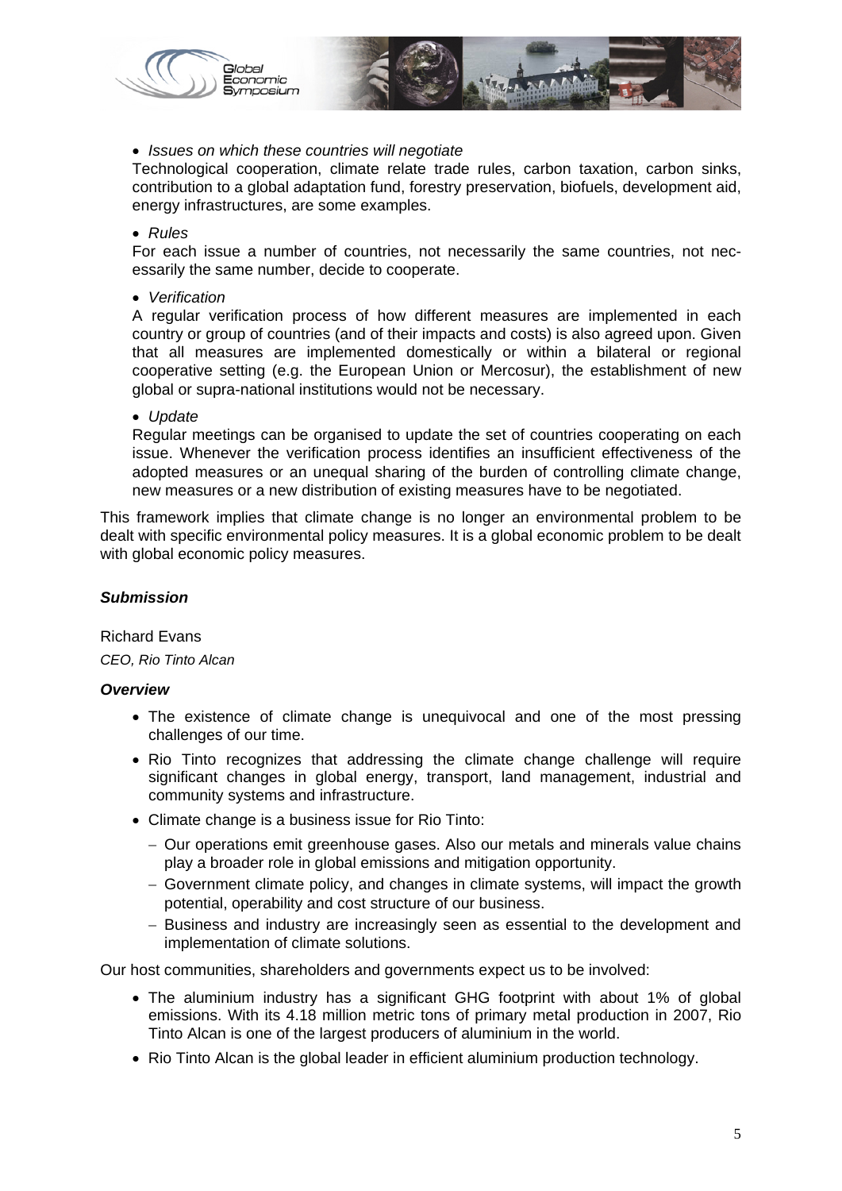- *Issues on which these countries will negotiate*

  Technological cooperation, climate relate trade rules, carbon taxation, carbon sinks, contribution to a global adaptation fund, forestry preservation, biofuels, development aid, energy infrastructures, are some examples.

- *Rules*

  For each issue a number of countries, not necessarily the same countries, not necessarily the same number, decide to cooperate.

- *Verification*

  A regular verification process of how different measures are implemented in each country or group of countries (and of their impacts and costs) is also agreed upon. Given that all measures are implemented domestically or within a bilateral or regional cooperative setting (e.g. the European Union or Mercosur), the establishment of new global or supra-national institutions would not be necessary.

- *Update*

  Regular meetings can be organised to update the set of countries cooperating on each issue. Whenever the verification process identifies an insufficient effectiveness of the adopted measures or an unequal sharing of the burden of controlling climate change, new measures or a new distribution of existing measures have to be negotiated.

This framework implies that climate change is no longer an environmental problem to be dealt with specific environmental policy measures. It is a global economic problem to be dealt with global economic policy measures.

### *Submission*

Richard Evans

*CEO, Rio Tinto Alcan*

#### *Overview*

- The existence of climate change is unequivocal and one of the most pressing challenges of our time.
- Rio Tinto recognizes that addressing the climate change challenge will require significant changes in global energy, transport, land management, industrial and community systems and infrastructure.
- Climate change is a business issue for Rio Tinto:
  - Our operations emit greenhouse gases. Also our metals and minerals value chains play a broader role in global emissions and mitigation opportunity.
  - Government climate policy, and changes in climate systems, will impact the growth potential, operability and cost structure of our business.
  - Business and industry are increasingly seen as essential to the development and implementation of climate solutions.

Our host communities, shareholders and governments expect us to be involved:

- The aluminium industry has a significant GHG footprint with about 1% of global emissions. With its 4.18 million metric tons of primary metal production in 2007, Rio Tinto Alcan is one of the largest producers of aluminium in the world.
- Rio Tinto Alcan is the global leader in efficient aluminium production technology.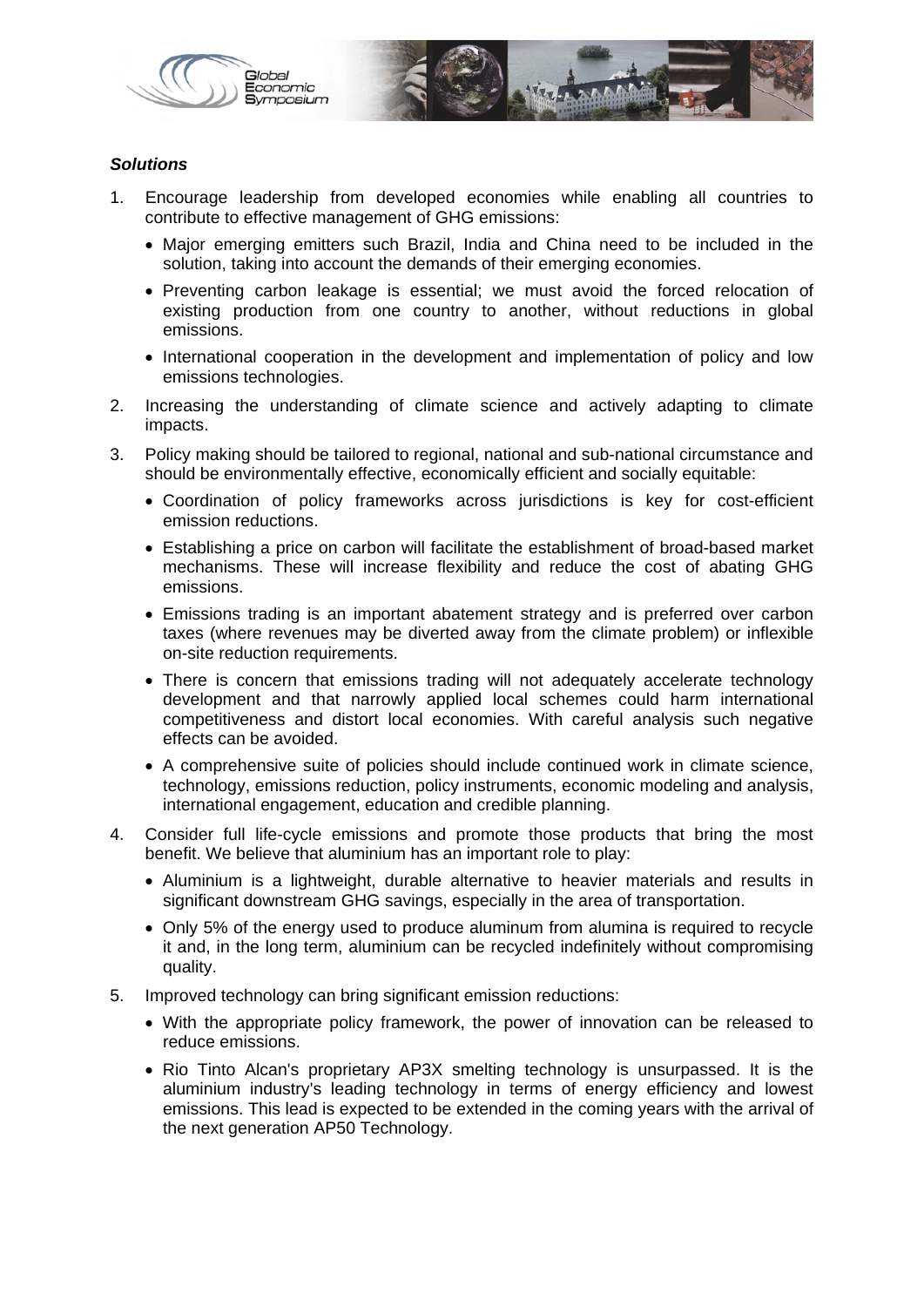***Solutions***

1. Encourage leadership from developed economies while enabling all countries to contribute to effective management of GHG emissions:
   - Major emerging emitters such Brazil, India and China need to be included in the solution, taking into account the demands of their emerging economies.
   - Preventing carbon leakage is essential; we must avoid the forced relocation of existing production from one country to another, without reductions in global emissions.
   - International cooperation in the development and implementation of policy and low emissions technologies.
2. Increasing the understanding of climate science and actively adapting to climate impacts.
3. Policy making should be tailored to regional, national and sub-national circumstance and should be environmentally effective, economically efficient and socially equitable:
   - Coordination of policy frameworks across jurisdictions is key for cost-efficient emission reductions.
   - Establishing a price on carbon will facilitate the establishment of broad-based market mechanisms. These will increase flexibility and reduce the cost of abating GHG emissions.
   - Emissions trading is an important abatement strategy and is preferred over carbon taxes (where revenues may be diverted away from the climate problem) or inflexible on-site reduction requirements.
   - There is concern that emissions trading will not adequately accelerate technology development and that narrowly applied local schemes could harm international competitiveness and distort local economies. With careful analysis such negative effects can be avoided.
   - A comprehensive suite of policies should include continued work in climate science, technology, emissions reduction, policy instruments, economic modeling and analysis, international engagement, education and credible planning.
4. Consider full life-cycle emissions and promote those products that bring the most benefit. We believe that aluminium has an important role to play:
   - Aluminium is a lightweight, durable alternative to heavier materials and results in significant downstream GHG savings, especially in the area of transportation.
   - Only 5% of the energy used to produce aluminum from alumina is required to recycle it and, in the long term, aluminium can be recycled indefinitely without compromising quality.
5. Improved technology can bring significant emission reductions:
   - With the appropriate policy framework, the power of innovation can be released to reduce emissions.
   - Rio Tinto Alcan's proprietary AP3X smelting technology is unsurpassed. It is the aluminium industry's leading technology in terms of energy efficiency and lowest emissions. This lead is expected to be extended in the coming years with the arrival of the next generation AP50 Technology.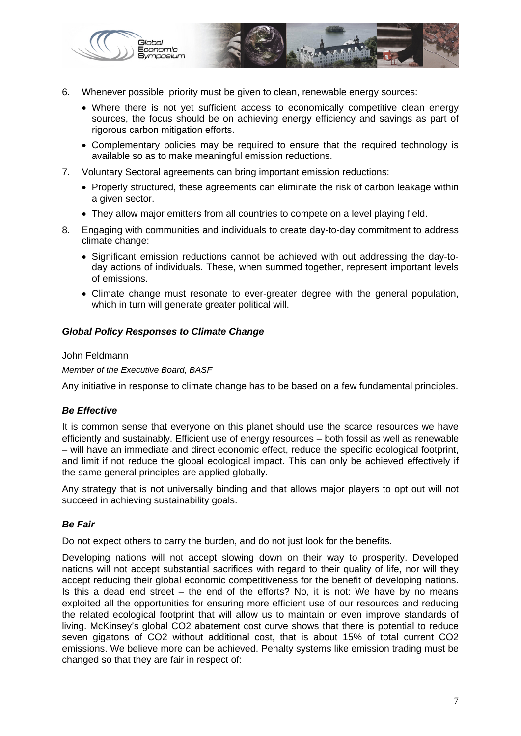6. Whenever possible, priority must be given to clean, renewable energy sources:
   - Where there is not yet sufficient access to economically competitive clean energy sources, the focus should be on achieving energy efficiency and savings as part of rigorous carbon mitigation efforts.
   - Complementary policies may be required to ensure that the required technology is available so as to make meaningful emission reductions.
7. Voluntary Sectoral agreements can bring important emission reductions:
   - Properly structured, these agreements can eliminate the risk of carbon leakage within a given sector.
   - They allow major emitters from all countries to compete on a level playing field.
8. Engaging with communities and individuals to create day-to-day commitment to address climate change:
   - Significant emission reductions cannot be achieved with out addressing the day-to-day actions of individuals. These, when summed together, represent important levels of emissions.
   - Climate change must resonate to ever-greater degree with the general population, which in turn will generate greater political will.

### *Global Policy Responses to Climate Change*

John Feldmann

*Member of the Executive Board, BASF*

Any initiative in response to climate change has to be based on a few fundamental principles.

#### *Be Effective*

It is common sense that everyone on this planet should use the scarce resources we have efficiently and sustainably. Efficient use of energy resources – both fossil as well as renewable – will have an immediate and direct economic effect, reduce the specific ecological footprint, and limit if not reduce the global ecological impact. This can only be achieved effectively if the same general principles are applied globally.

Any strategy that is not universally binding and that allows major players to opt out will not succeed in achieving sustainability goals.

#### *Be Fair*

Do not expect others to carry the burden, and do not just look for the benefits.

Developing nations will not accept slowing down on their way to prosperity. Developed nations will not accept substantial sacrifices with regard to their quality of life, nor will they accept reducing their global economic competitiveness for the benefit of developing nations. Is this a dead end street – the end of the efforts? No, it is not: We have by no means exploited all the opportunities for ensuring more efficient use of our resources and reducing the related ecological footprint that will allow us to maintain or even improve standards of living. McKinsey's global $CO_2$ abatement cost curve shows that there is potential to reduce seven gigatons of $CO_2$ without additional cost, that is about 15% of total current $CO_2$ emissions. We believe more can be achieved. Penalty systems like emission trading must be changed so that they are fair in respect of: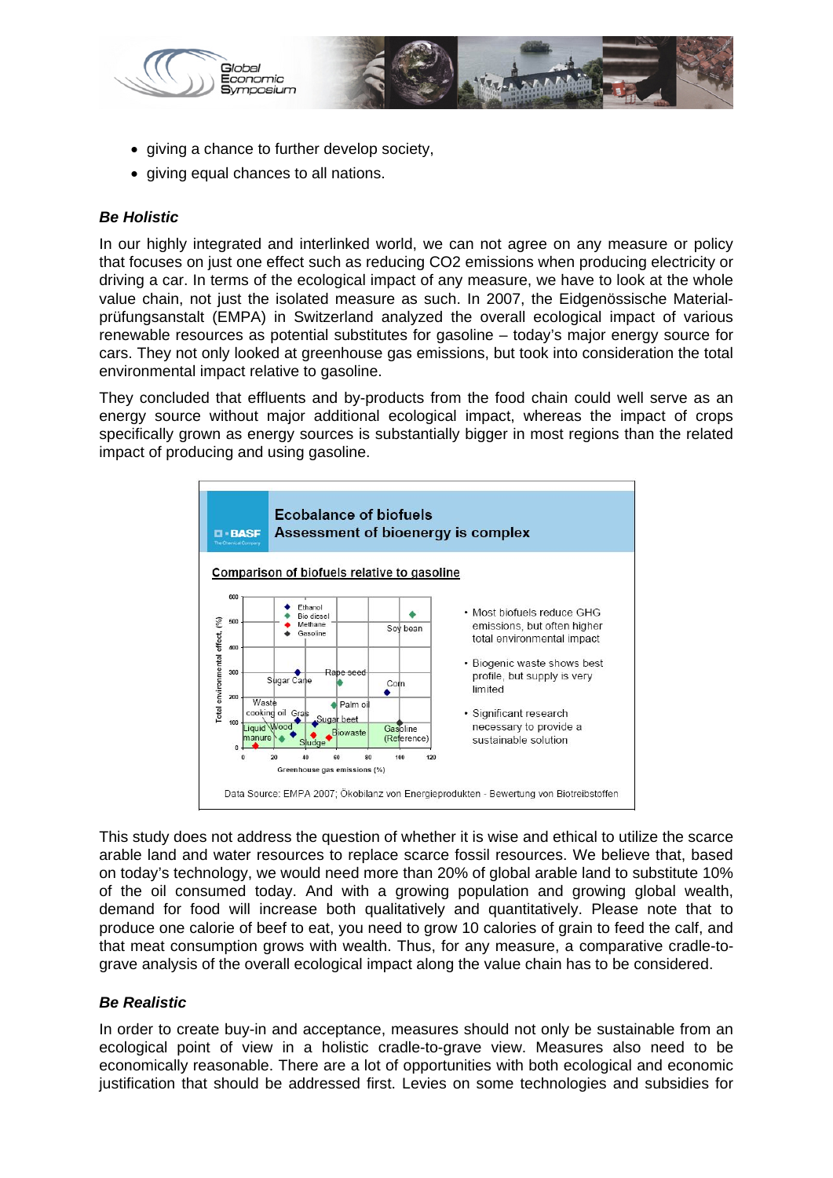- giving a chance to further develop society,
- giving equal chances to all nations.

***Be Holistic***

In our highly integrated and interlinked world, we can not agree on any measure or policy that focuses on just one effect such as reducing CO2 emissions when producing electricity or driving a car. In terms of the ecological impact of any measure, we have to look at the whole value chain, not just the isolated measure as such. In 2007, the Eidgenössische Materialprüfungsanstalt (EMPA) in Switzerland analyzed the overall ecological impact of various renewable resources as potential substitutes for gasoline – today's major energy source for cars. They not only looked at greenhouse gas emissions, but took into consideration the total environmental impact relative to gasoline.

They concluded that effluents and by-products from the food chain could well serve as an energy source without major additional ecological impact, whereas the impact of crops specifically grown as energy sources is substantially bigger in most regions than the related impact of producing and using gasoline.

**Ecobalance of biofuels**
**Assessment of bioenergy is complex**

Comparison of biofuels relative to gasoline

- Most biofuels reduce GHG emissions, but often higher total environmental impact
- Biogenic waste shows best profile, but supply is very limited
- Significant research necessary to provide a sustainable solution

Data Source: EMPA 2007; Ökobilanz von Energieprodukten - Bewertung von Biotreibstoffen

This study does not address the question of whether it is wise and ethical to utilize the scarce arable land and water resources to replace scarce fossil resources. We believe that, based on today's technology, we would need more than 20% of global arable land to substitute 10% of the oil consumed today. And with a growing population and growing global wealth, demand for food will increase both qualitatively and quantitatively. Please note that to produce one calorie of beef to eat, you need to grow 10 calories of grain to feed the calf, and that meat consumption grows with wealth. Thus, for any measure, a comparative cradle-to-grave analysis of the overall ecological impact along the value chain has to be considered.

***Be Realistic***

In order to create buy-in and acceptance, measures should not only be sustainable from an ecological point of view in a holistic cradle-to-grave view. Measures also need to be economically reasonable. There are a lot of opportunities with both ecological and economic justification that should be addressed first. Levies on some technologies and subsidies for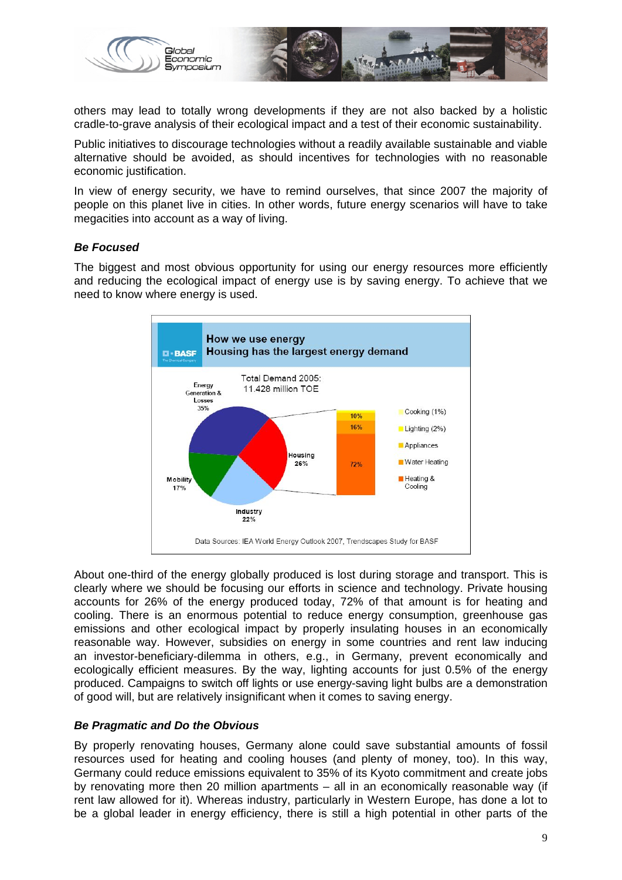others may lead to totally wrong developments if they are not also backed by a holistic cradle-to-grave analysis of their ecological impact and a test of their economic sustainability.

Public initiatives to discourage technologies without a readily available sustainable and viable alternative should be avoided, as should incentives for technologies with no reasonable economic justification.

In view of energy security, we have to remind ourselves, that since 2007 the majority of people on this planet live in cities. In other words, future energy scenarios will have to take megacities into account as a way of living.

### *Be Focused*

The biggest and most obvious opportunity for using our energy resources more efficiently and reducing the ecological impact of energy use is by saving energy. To achieve that we need to know where energy is used.

**How we use energy**
**Housing has the largest energy demand**

Total Demand 2005: 11.428 million TOE

| Sector | Share |
|---|---|
| Energy Generation & Losses | 35% |
| Housing | 26% |
| Industry | 22% |
| Mobility | 17% |

| Housing breakdown | Share |
|---|---|
| Cooking | 1% |
| Lighting | 2% |
| Appliances | 10% |
| Water Heating | 16% |
| Heating & Cooling | 72% |

Data Sources: IEA World Energy Outlook 2007, Trendscapes Study for BASF

About one-third of the energy globally produced is lost during storage and transport. This is clearly where we should be focusing our efforts in science and technology. Private housing accounts for 26% of the energy produced today, 72% of that amount is for heating and cooling. There is an enormous potential to reduce energy consumption, greenhouse gas emissions and other ecological impact by properly insulating houses in an economically reasonable way. However, subsidies on energy in some countries and rent law inducing an investor-beneficiary-dilemma in others, e.g., in Germany, prevent economically and ecologically efficient measures. By the way, lighting accounts for just 0.5% of the energy produced. Campaigns to switch off lights or use energy-saving light bulbs are a demonstration of good will, but are relatively insignificant when it comes to saving energy.

### *Be Pragmatic and Do the Obvious*

By properly renovating houses, Germany alone could save substantial amounts of fossil resources used for heating and cooling houses (and plenty of money, too). In this way, Germany could reduce emissions equivalent to 35% of its Kyoto commitment and create jobs by renovating more then 20 million apartments – all in an economically reasonable way (if rent law allowed for it). Whereas industry, particularly in Western Europe, has done a lot to be a global leader in energy efficiency, there is still a high potential in other parts of the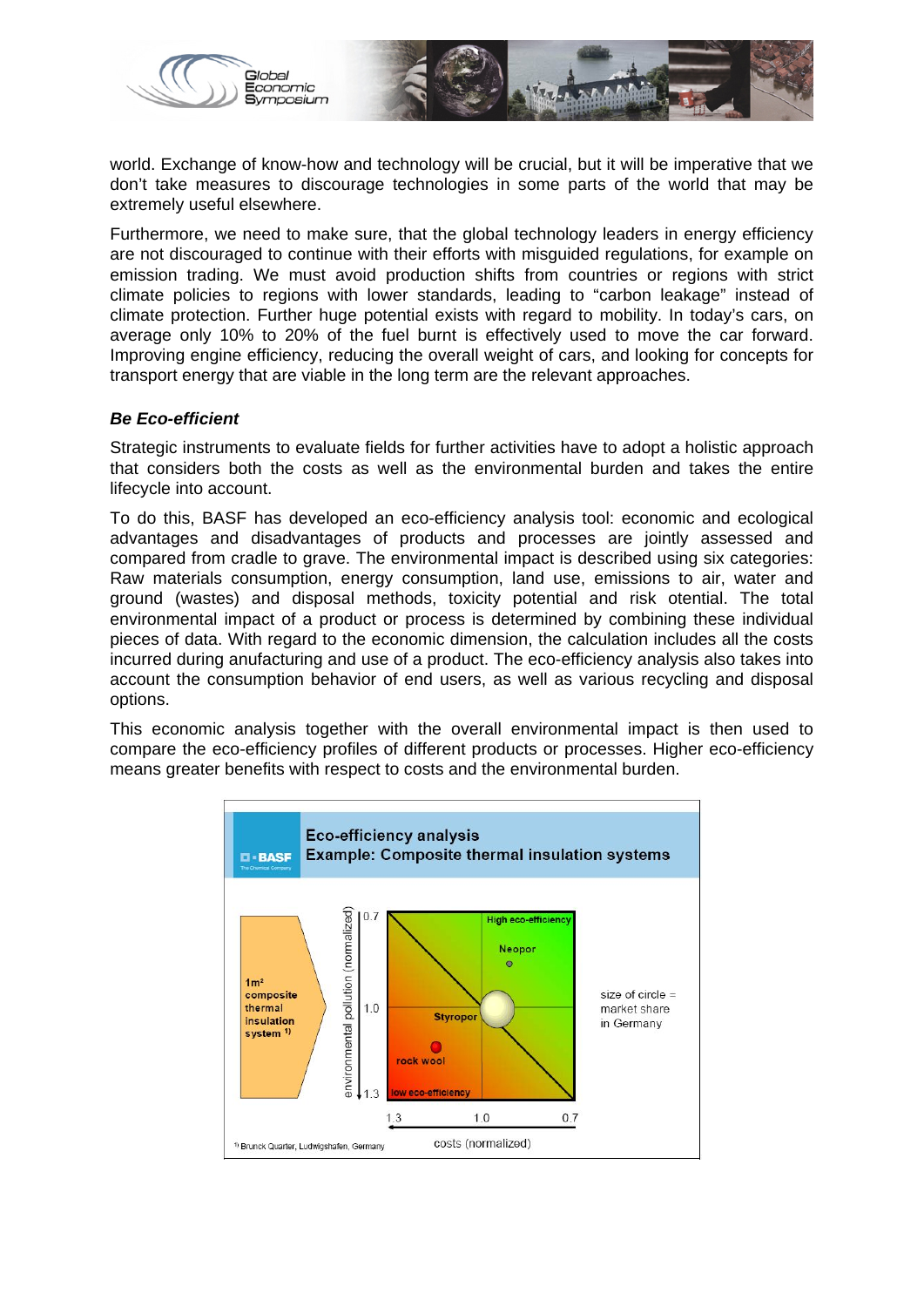world. Exchange of know-how and technology will be crucial, but it will be imperative that we don't take measures to discourage technologies in some parts of the world that may be extremely useful elsewhere.

Furthermore, we need to make sure, that the global technology leaders in energy efficiency are not discouraged to continue with their efforts with misguided regulations, for example on emission trading. We must avoid production shifts from countries or regions with strict climate policies to regions with lower standards, leading to "carbon leakage" instead of climate protection. Further huge potential exists with regard to mobility. In today's cars, on average only 10% to 20% of the fuel burnt is effectively used to move the car forward. Improving engine efficiency, reducing the overall weight of cars, and looking for concepts for transport energy that are viable in the long term are the relevant approaches.

***Be Eco-efficient***

Strategic instruments to evaluate fields for further activities have to adopt a holistic approach that considers both the costs as well as the environmental burden and takes the entire lifecycle into account.

To do this, BASF has developed an eco-efficiency analysis tool: economic and ecological advantages and disadvantages of products and processes are jointly assessed and compared from cradle to grave. The environmental impact is described using six categories: Raw materials consumption, energy consumption, land use, emissions to air, water and ground (wastes) and disposal methods, toxicity potential and risk otential. The total environmental impact of a product or process is determined by combining these individual pieces of data. With regard to the economic dimension, the calculation includes all the costs incurred during anufacturing and use of a product. The eco-efficiency analysis also takes into account the consumption behavior of end users, as well as various recycling and disposal options.

This economic analysis together with the overall environmental impact is then used to compare the eco-efficiency profiles of different products or processes. Higher eco-efficiency means greater benefits with respect to costs and the environmental burden.

**Eco-efficiency analysis**
**Example: Composite thermal insulation systems**

1m² composite thermal insulation system [1)]

environmental pollution (normalized): 0.7, 1.0, 1.3

High eco-efficiency — Neopor — Styropor — rock wool — low eco-efficiency

costs (normalized): 1.3, 1.0, 0.7

size of circle = market share in Germany

[1)] Brunck Quarter, Ludwigshafen, Germany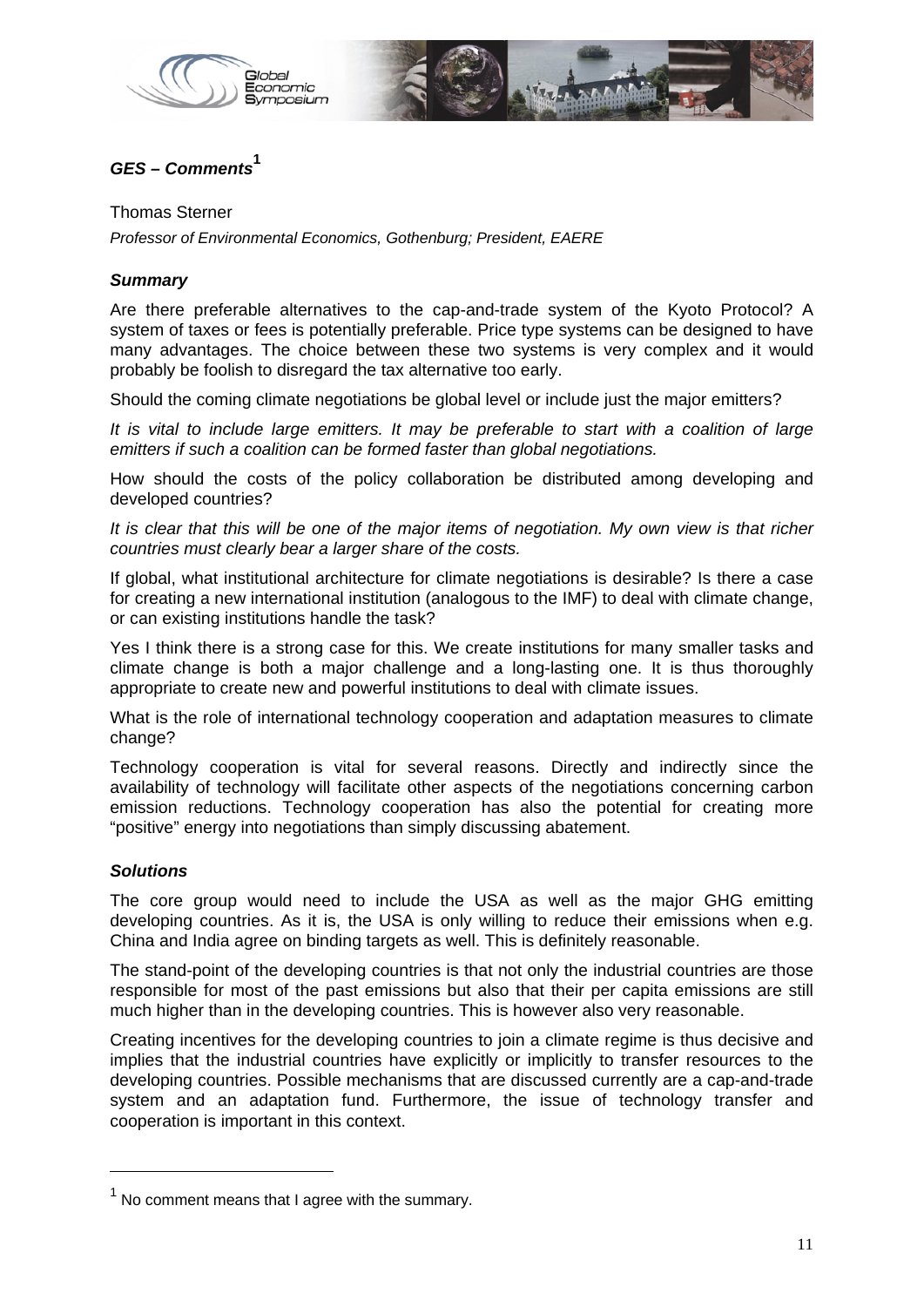## *GES – Comments*[1]

Thomas Sterner

*Professor of Environmental Economics, Gothenburg; President, EAERE*

### *Summary*

Are there preferable alternatives to the cap-and-trade system of the Kyoto Protocol? A system of taxes or fees is potentially preferable. Price type systems can be designed to have many advantages. The choice between these two systems is very complex and it would probably be foolish to disregard the tax alternative too early.

Should the coming climate negotiations be global level or include just the major emitters?

*It is vital to include large emitters. It may be preferable to start with a coalition of large emitters if such a coalition can be formed faster than global negotiations.*

How should the costs of the policy collaboration be distributed among developing and developed countries?

*It is clear that this will be one of the major items of negotiation. My own view is that richer countries must clearly bear a larger share of the costs.*

If global, what institutional architecture for climate negotiations is desirable? Is there a case for creating a new international institution (analogous to the IMF) to deal with climate change, or can existing institutions handle the task?

Yes I think there is a strong case for this. We create institutions for many smaller tasks and climate change is both a major challenge and a long-lasting one. It is thus thoroughly appropriate to create new and powerful institutions to deal with climate issues.

What is the role of international technology cooperation and adaptation measures to climate change?

Technology cooperation is vital for several reasons. Directly and indirectly since the availability of technology will facilitate other aspects of the negotiations concerning carbon emission reductions. Technology cooperation has also the potential for creating more "positive" energy into negotiations than simply discussing abatement.

### *Solutions*

The core group would need to include the USA as well as the major GHG emitting developing countries. As it is, the USA is only willing to reduce their emissions when e.g. China and India agree on binding targets as well. This is definitely reasonable.

The stand-point of the developing countries is that not only the industrial countries are those responsible for most of the past emissions but also that their per capita emissions are still much higher than in the developing countries. This is however also very reasonable.

Creating incentives for the developing countries to join a climate regime is thus decisive and implies that the industrial countries have explicitly or implicitly to transfer resources to the developing countries. Possible mechanisms that are discussed currently are a cap-and-trade system and an adaptation fund. Furthermore, the issue of technology transfer and cooperation is important in this context.

---

[1] No comment means that I agree with the summary.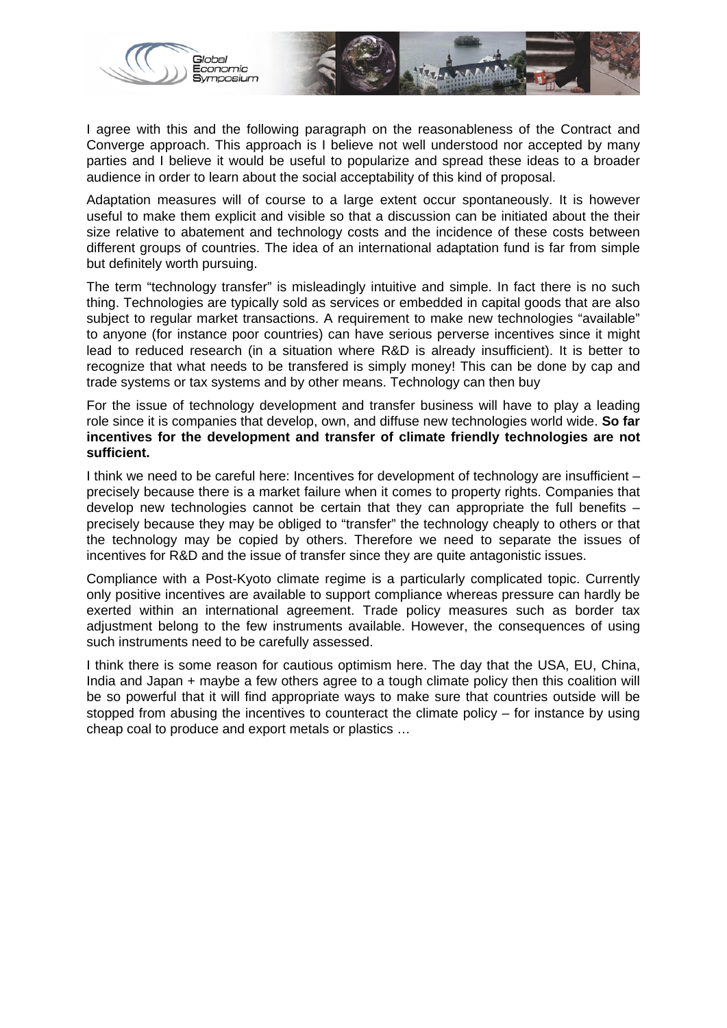I agree with this and the following paragraph on the reasonableness of the Contract and Converge approach. This approach is I believe not well understood nor accepted by many parties and I believe it would be useful to popularize and spread these ideas to a broader audience in order to learn about the social acceptability of this kind of proposal.

Adaptation measures will of course to a large extent occur spontaneously. It is however useful to make them explicit and visible so that a discussion can be initiated about the their size relative to abatement and technology costs and the incidence of these costs between different groups of countries. The idea of an international adaptation fund is far from simple but definitely worth pursuing.

The term "technology transfer" is misleadingly intuitive and simple. In fact there is no such thing. Technologies are typically sold as services or embedded in capital goods that are also subject to regular market transactions. A requirement to make new technologies "available" to anyone (for instance poor countries) can have serious perverse incentives since it might lead to reduced research (in a situation where R&D is already insufficient). It is better to recognize that what needs to be transfered is simply money! This can be done by cap and trade systems or tax systems and by other means. Technology can then buy

For the issue of technology development and transfer business will have to play a leading role since it is companies that develop, own, and diffuse new technologies world wide. **So far incentives for the development and transfer of climate friendly technologies are not sufficient.**

I think we need to be careful here: Incentives for development of technology are insufficient – precisely because there is a market failure when it comes to property rights. Companies that develop new technologies cannot be certain that they can appropriate the full benefits – precisely because they may be obliged to "transfer" the technology cheaply to others or that the technology may be copied by others. Therefore we need to separate the issues of incentives for R&D and the issue of transfer since they are quite antagonistic issues.

Compliance with a Post-Kyoto climate regime is a particularly complicated topic. Currently only positive incentives are available to support compliance whereas pressure can hardly be exerted within an international agreement. Trade policy measures such as border tax adjustment belong to the few instruments available. However, the consequences of using such instruments need to be carefully assessed.

I think there is some reason for cautious optimism here. The day that the USA, EU, China, India and Japan + maybe a few others agree to a tough climate policy then this coalition will be so powerful that it will find appropriate ways to make sure that countries outside will be stopped from abusing the incentives to counteract the climate policy – for instance by using cheap coal to produce and export metals or plastics …